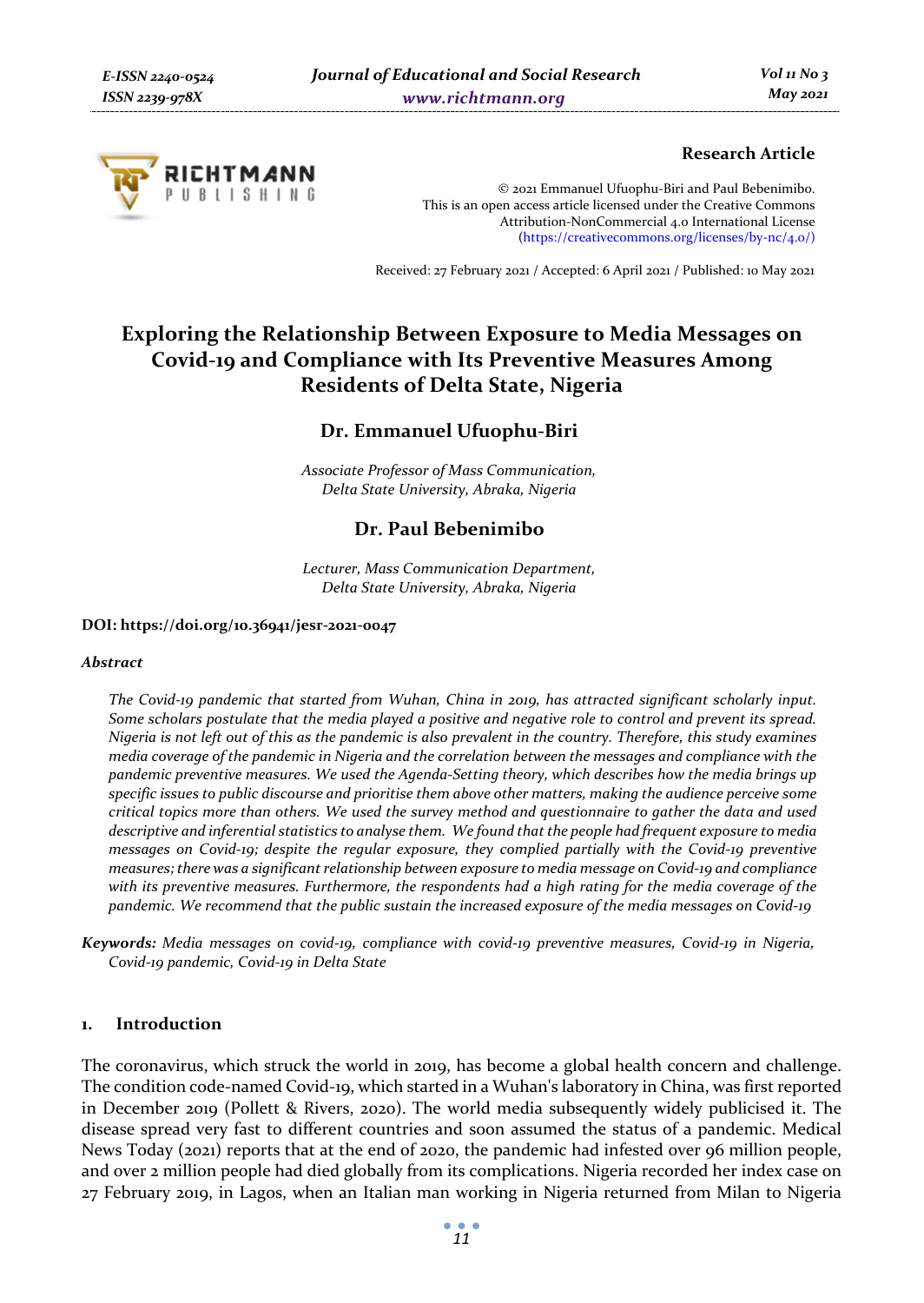**Research Article**

© 2021 Emmanuel Ufuophu-Biri and Paul Bebenimibo.
This is an open access article licensed under the Creative Commons Attribution-NonCommercial 4.0 International License (https://creativecommons.org/licenses/by-nc/4.0/)

Received: 27 February 2021 / Accepted: 6 April 2021 / Published: 10 May 2021

# Exploring the Relationship Between Exposure to Media Messages on Covid-19 and Compliance with Its Preventive Measures Among Residents of Delta State, Nigeria

## Dr. Emmanuel Ufuophu-Biri

*Associate Professor of Mass Communication,*
*Delta State University, Abraka, Nigeria*

## Dr. Paul Bebenimibo

*Lecturer, Mass Communication Department,*
*Delta State University, Abraka, Nigeria*

**DOI: https://doi.org/10.36941/jesr-2021-0047**

***Abstract***

*The Covid-19 pandemic that started from Wuhan, China in 2019, has attracted significant scholarly input. Some scholars postulate that the media played a positive and negative role to control and prevent its spread. Nigeria is not left out of this as the pandemic is also prevalent in the country. Therefore, this study examines media coverage of the pandemic in Nigeria and the correlation between the messages and compliance with the pandemic preventive measures. We used the Agenda-Setting theory, which describes how the media brings up specific issues to public discourse and prioritise them above other matters, making the audience perceive some critical topics more than others. We used the survey method and questionnaire to gather the data and used descriptive and inferential statistics to analyse them. We found that the people had frequent exposure to media messages on Covid-19; despite the regular exposure, they complied partially with the Covid-19 preventive measures; there was a significant relationship between exposure to media message on Covid-19 and compliance with its preventive measures. Furthermore, the respondents had a high rating for the media coverage of the pandemic. We recommend that the public sustain the increased exposure of the media messages on Covid-19*

***Keywords:*** *Media messages on covid-19, compliance with covid-19 preventive measures, Covid-19 in Nigeria, Covid-19 pandemic, Covid-19 in Delta State*

## 1. Introduction

The coronavirus, which struck the world in 2019, has become a global health concern and challenge. The condition code-named Covid-19, which started in a Wuhan's laboratory in China, was first reported in December 2019 (Pollett & Rivers, 2020). The world media subsequently widely publicised it. The disease spread very fast to different countries and soon assumed the status of a pandemic. Medical News Today (2021) reports that at the end of 2020, the pandemic had infested over 96 million people, and over 2 million people had died globally from its complications. Nigeria recorded her index case on 27 February 2019, in Lagos, when an Italian man working in Nigeria returned from Milan to Nigeria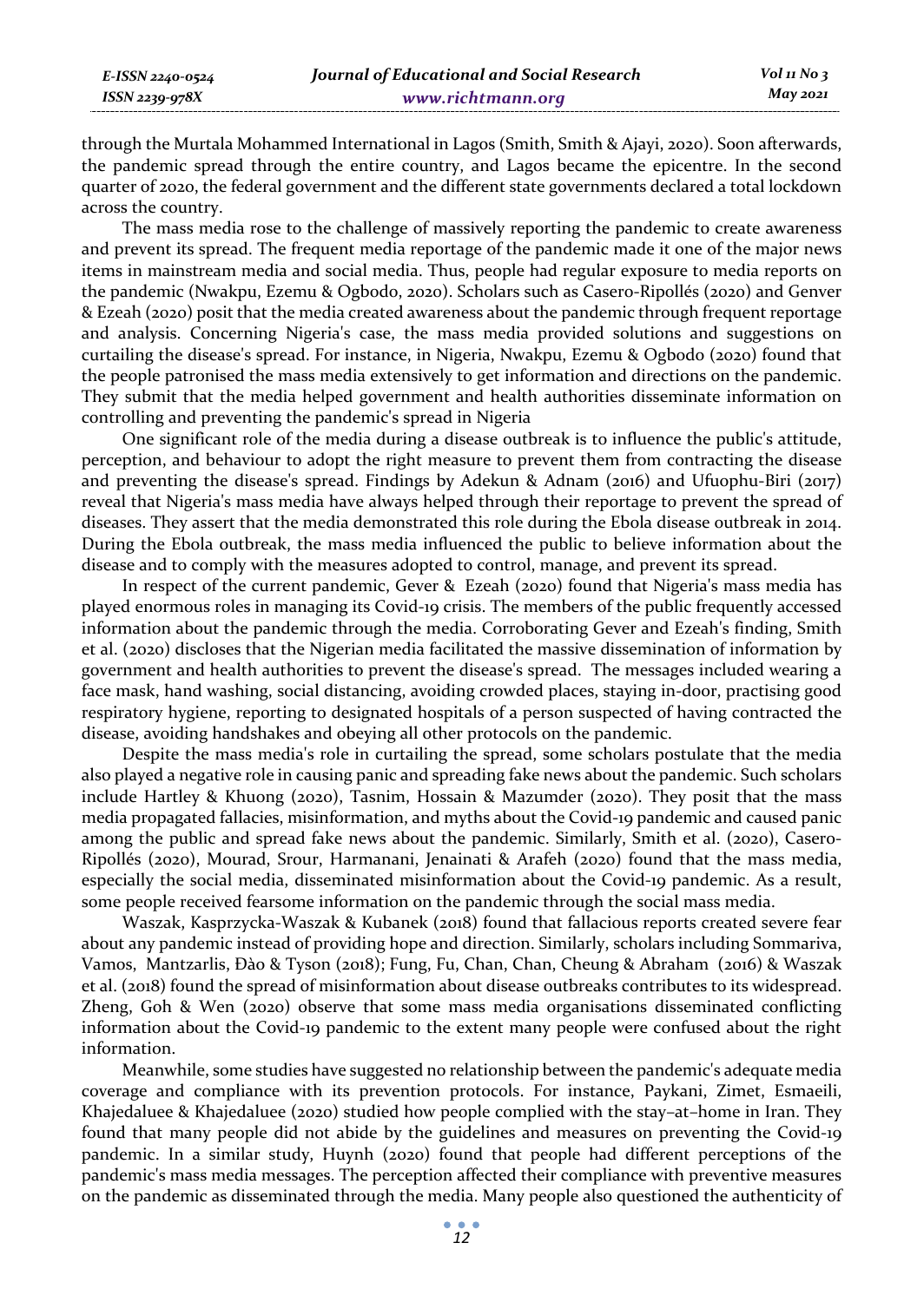through the Murtala Mohammed International in Lagos (Smith, Smith & Ajayi, 2020). Soon afterwards, the pandemic spread through the entire country, and Lagos became the epicentre. In the second quarter of 2020, the federal government and the different state governments declared a total lockdown across the country.

The mass media rose to the challenge of massively reporting the pandemic to create awareness and prevent its spread. The frequent media reportage of the pandemic made it one of the major news items in mainstream media and social media. Thus, people had regular exposure to media reports on the pandemic (Nwakpu, Ezemu & Ogbodo, 2020). Scholars such as Casero-Ripollés (2020) and Genver & Ezeah (2020) posit that the media created awareness about the pandemic through frequent reportage and analysis. Concerning Nigeria's case, the mass media provided solutions and suggestions on curtailing the disease's spread. For instance, in Nigeria, Nwakpu, Ezemu & Ogbodo (2020) found that the people patronised the mass media extensively to get information and directions on the pandemic. They submit that the media helped government and health authorities disseminate information on controlling and preventing the pandemic's spread in Nigeria

One significant role of the media during a disease outbreak is to influence the public's attitude, perception, and behaviour to adopt the right measure to prevent them from contracting the disease and preventing the disease's spread. Findings by Adekun & Adnam (2016) and Ufuophu-Biri (2017) reveal that Nigeria's mass media have always helped through their reportage to prevent the spread of diseases. They assert that the media demonstrated this role during the Ebola disease outbreak in 2014. During the Ebola outbreak, the mass media influenced the public to believe information about the disease and to comply with the measures adopted to control, manage, and prevent its spread.

In respect of the current pandemic, Gever & Ezeah (2020) found that Nigeria's mass media has played enormous roles in managing its Covid-19 crisis. The members of the public frequently accessed information about the pandemic through the media. Corroborating Gever and Ezeah's finding, Smith et al. (2020) discloses that the Nigerian media facilitated the massive dissemination of information by government and health authorities to prevent the disease's spread. The messages included wearing a face mask, hand washing, social distancing, avoiding crowded places, staying in-door, practising good respiratory hygiene, reporting to designated hospitals of a person suspected of having contracted the disease, avoiding handshakes and obeying all other protocols on the pandemic.

Despite the mass media's role in curtailing the spread, some scholars postulate that the media also played a negative role in causing panic and spreading fake news about the pandemic. Such scholars include Hartley & Khuong (2020), Tasnim, Hossain & Mazumder (2020). They posit that the mass media propagated fallacies, misinformation, and myths about the Covid-19 pandemic and caused panic among the public and spread fake news about the pandemic. Similarly, Smith et al. (2020), Casero-Ripollés (2020), Mourad, Srour, Harmanani, Jenainati & Arafeh (2020) found that the mass media, especially the social media, disseminated misinformation about the Covid-19 pandemic. As a result, some people received fearsome information on the pandemic through the social mass media.

Waszak, Kasprzycka-Waszak & Kubanek (2018) found that fallacious reports created severe fear about any pandemic instead of providing hope and direction. Similarly, scholars including Sommariva, Vamos, Mantzarlis, Đào & Tyson (2018); Fung, Fu, Chan, Chan, Cheung & Abraham (2016) & Waszak et al. (2018) found the spread of misinformation about disease outbreaks contributes to its widespread. Zheng, Goh & Wen (2020) observe that some mass media organisations disseminated conflicting information about the Covid-19 pandemic to the extent many people were confused about the right information.

Meanwhile, some studies have suggested no relationship between the pandemic's adequate media coverage and compliance with its prevention protocols. For instance, Paykani, Zimet, Esmaeili, Khajedaluee & Khajedaluee (2020) studied how people complied with the stay–at–home in Iran. They found that many people did not abide by the guidelines and measures on preventing the Covid-19 pandemic. In a similar study, Huynh (2020) found that people had different perceptions of the pandemic's mass media messages. The perception affected their compliance with preventive measures on the pandemic as disseminated through the media. Many people also questioned the authenticity of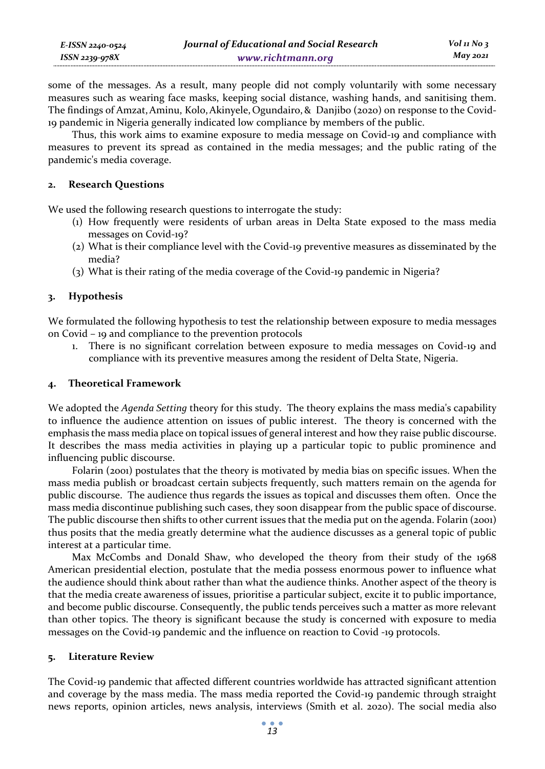some of the messages. As a result, many people did not comply voluntarily with some necessary measures such as wearing face masks, keeping social distance, washing hands, and sanitising them. The findings of Amzat, Aminu, Kolo, Akinyele, Ogundairo, & Danjibo (2020) on response to the Covid-19 pandemic in Nigeria generally indicated low compliance by members of the public.

Thus, this work aims to examine exposure to media message on Covid-19 and compliance with measures to prevent its spread as contained in the media messages; and the public rating of the pandemic's media coverage.

## 2. Research Questions

We used the following research questions to interrogate the study:

(1) How frequently were residents of urban areas in Delta State exposed to the mass media messages on Covid-19?
(2) What is their compliance level with the Covid-19 preventive measures as disseminated by the media?
(3) What is their rating of the media coverage of the Covid-19 pandemic in Nigeria?

## 3. Hypothesis

We formulated the following hypothesis to test the relationship between exposure to media messages on Covid – 19 and compliance to the prevention protocols

1. There is no significant correlation between exposure to media messages on Covid-19 and compliance with its preventive measures among the resident of Delta State, Nigeria.

## 4. Theoretical Framework

We adopted the *Agenda Setting* theory for this study. The theory explains the mass media's capability to influence the audience attention on issues of public interest. The theory is concerned with the emphasis the mass media place on topical issues of general interest and how they raise public discourse. It describes the mass media activities in playing up a particular topic to public prominence and influencing public discourse.

Folarin (2001) postulates that the theory is motivated by media bias on specific issues. When the mass media publish or broadcast certain subjects frequently, such matters remain on the agenda for public discourse. The audience thus regards the issues as topical and discusses them often. Once the mass media discontinue publishing such cases, they soon disappear from the public space of discourse. The public discourse then shifts to other current issues that the media put on the agenda. Folarin (2001) thus posits that the media greatly determine what the audience discusses as a general topic of public interest at a particular time.

Max McCombs and Donald Shaw, who developed the theory from their study of the 1968 American presidential election, postulate that the media possess enormous power to influence what the audience should think about rather than what the audience thinks. Another aspect of the theory is that the media create awareness of issues, prioritise a particular subject, excite it to public importance, and become public discourse. Consequently, the public tends perceives such a matter as more relevant than other topics. The theory is significant because the study is concerned with exposure to media messages on the Covid-19 pandemic and the influence on reaction to Covid -19 protocols.

## 5. Literature Review

The Covid-19 pandemic that affected different countries worldwide has attracted significant attention and coverage by the mass media. The mass media reported the Covid-19 pandemic through straight news reports, opinion articles, news analysis, interviews (Smith et al. 2020). The social media also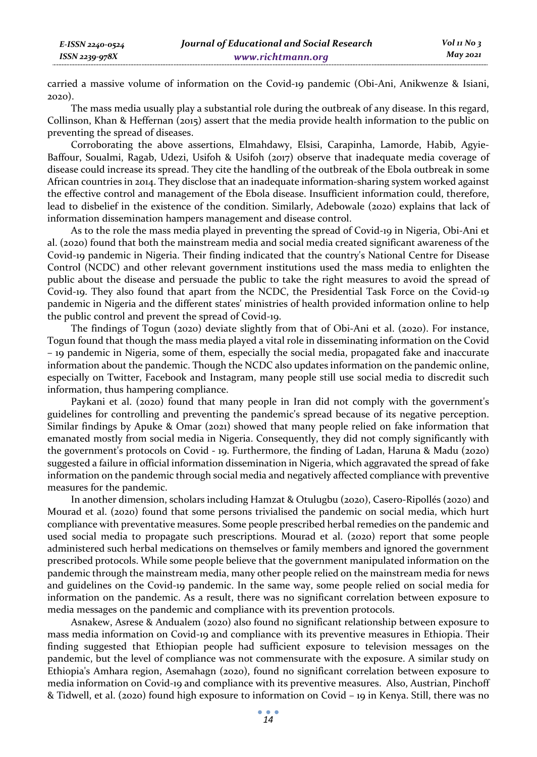carried a massive volume of information on the Covid-19 pandemic (Obi-Ani, Anikwenze & Isiani, 2020).

The mass media usually play a substantial role during the outbreak of any disease. In this regard, Collinson, Khan & Heffernan (2015) assert that the media provide health information to the public on preventing the spread of diseases.

Corroborating the above assertions, Elmahdawy, Elsisi, Carapinha, Lamorde, Habib, Agyie-Baffour, Soualmi, Ragab, Udezi, Usifoh & Usifoh (2017) observe that inadequate media coverage of disease could increase its spread. They cite the handling of the outbreak of the Ebola outbreak in some African countries in 2014. They disclose that an inadequate information-sharing system worked against the effective control and management of the Ebola disease. Insufficient information could, therefore, lead to disbelief in the existence of the condition. Similarly, Adebowale (2020) explains that lack of information dissemination hampers management and disease control.

As to the role the mass media played in preventing the spread of Covid-19 in Nigeria, Obi-Ani et al. (2020) found that both the mainstream media and social media created significant awareness of the Covid-19 pandemic in Nigeria. Their finding indicated that the country's National Centre for Disease Control (NCDC) and other relevant government institutions used the mass media to enlighten the public about the disease and persuade the public to take the right measures to avoid the spread of Covid-19. They also found that apart from the NCDC, the Presidential Task Force on the Covid-19 pandemic in Nigeria and the different states' ministries of health provided information online to help the public control and prevent the spread of Covid-19.

The findings of Togun (2020) deviate slightly from that of Obi-Ani et al. (2020). For instance, Togun found that though the mass media played a vital role in disseminating information on the Covid – 19 pandemic in Nigeria, some of them, especially the social media, propagated fake and inaccurate information about the pandemic. Though the NCDC also updates information on the pandemic online, especially on Twitter, Facebook and Instagram, many people still use social media to discredit such information, thus hampering compliance.

Paykani et al. (2020) found that many people in Iran did not comply with the government's guidelines for controlling and preventing the pandemic's spread because of its negative perception. Similar findings by Apuke & Omar (2021) showed that many people relied on fake information that emanated mostly from social media in Nigeria. Consequently, they did not comply significantly with the government's protocols on Covid - 19. Furthermore, the finding of Ladan, Haruna & Madu (2020) suggested a failure in official information dissemination in Nigeria, which aggravated the spread of fake information on the pandemic through social media and negatively affected compliance with preventive measures for the pandemic.

In another dimension, scholars including Hamzat & Otulugbu (2020), Casero-Ripollés (2020) and Mourad et al. (2020) found that some persons trivialised the pandemic on social media, which hurt compliance with preventative measures. Some people prescribed herbal remedies on the pandemic and used social media to propagate such prescriptions. Mourad et al. (2020) report that some people administered such herbal medications on themselves or family members and ignored the government prescribed protocols. While some people believe that the government manipulated information on the pandemic through the mainstream media, many other people relied on the mainstream media for news and guidelines on the Covid-19 pandemic. In the same way, some people relied on social media for information on the pandemic. As a result, there was no significant correlation between exposure to media messages on the pandemic and compliance with its prevention protocols.

Asnakew, Asrese & Andualem (2020) also found no significant relationship between exposure to mass media information on Covid-19 and compliance with its preventive measures in Ethiopia. Their finding suggested that Ethiopian people had sufficient exposure to television messages on the pandemic, but the level of compliance was not commensurate with the exposure. A similar study on Ethiopia's Amhara region, Asemahagn (2020), found no significant correlation between exposure to media information on Covid-19 and compliance with its preventive measures. Also, Austrian, Pinchoff & Tidwell, et al. (2020) found high exposure to information on Covid – 19 in Kenya. Still, there was no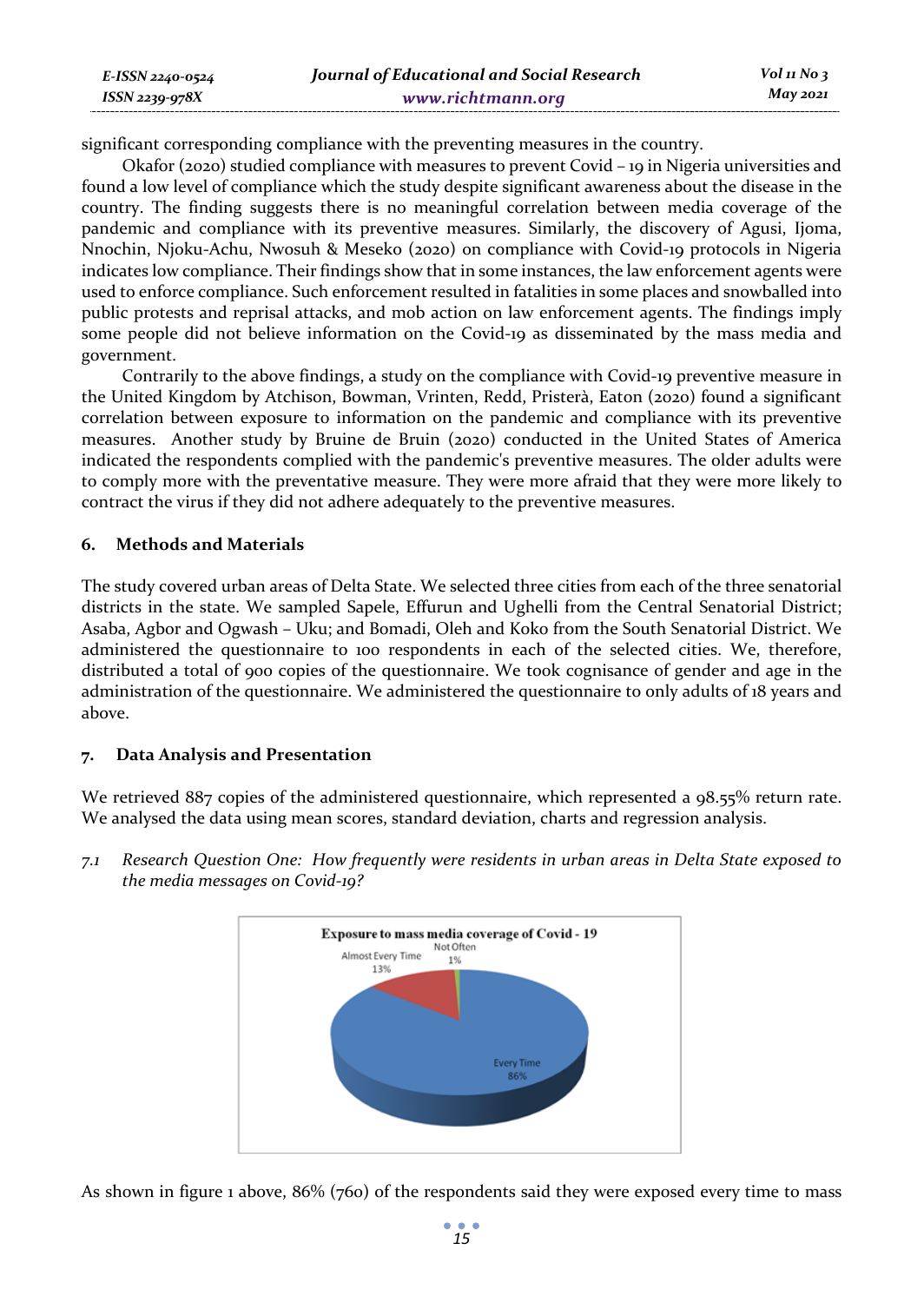significant corresponding compliance with the preventing measures in the country.

Okafor (2020) studied compliance with measures to prevent Covid – 19 in Nigeria universities and found a low level of compliance which the study despite significant awareness about the disease in the country. The finding suggests there is no meaningful correlation between media coverage of the pandemic and compliance with its preventive measures. Similarly, the discovery of Agusi, Ijoma, Nnochin, Njoku-Achu, Nwosuh & Meseko (2020) on compliance with Covid-19 protocols in Nigeria indicates low compliance. Their findings show that in some instances, the law enforcement agents were used to enforce compliance. Such enforcement resulted in fatalities in some places and snowballed into public protests and reprisal attacks, and mob action on law enforcement agents. The findings imply some people did not believe information on the Covid-19 as disseminated by the mass media and government.

Contrarily to the above findings, a study on the compliance with Covid-19 preventive measure in the United Kingdom by Atchison, Bowman, Vrinten, Redd, Pristerà, Eaton (2020) found a significant correlation between exposure to information on the pandemic and compliance with its preventive measures. Another study by Bruine de Bruin (2020) conducted in the United States of America indicated the respondents complied with the pandemic's preventive measures. The older adults were to comply more with the preventative measure. They were more afraid that they were more likely to contract the virus if they did not adhere adequately to the preventive measures.

## 6. Methods and Materials

The study covered urban areas of Delta State. We selected three cities from each of the three senatorial districts in the state. We sampled Sapele, Effurun and Ughelli from the Central Senatorial District; Asaba, Agbor and Ogwash – Uku; and Bomadi, Oleh and Koko from the South Senatorial District. We administered the questionnaire to 100 respondents in each of the selected cities. We, therefore, distributed a total of 900 copies of the questionnaire. We took cognisance of gender and age in the administration of the questionnaire. We administered the questionnaire to only adults of 18 years and above.

## 7. Data Analysis and Presentation

We retrieved 887 copies of the administered questionnaire, which represented a 98.55% return rate. We analysed the data using mean scores, standard deviation, charts and regression analysis.

*7.1 Research Question One: How frequently were residents in urban areas in Delta State exposed to the media messages on Covid-19?*

**Exposure to mass media coverage of Covid - 19**

Almost Every Time 13%; Not Often 1%; Every Time 86%

As shown in figure 1 above, 86% (760) of the respondents said they were exposed every time to mass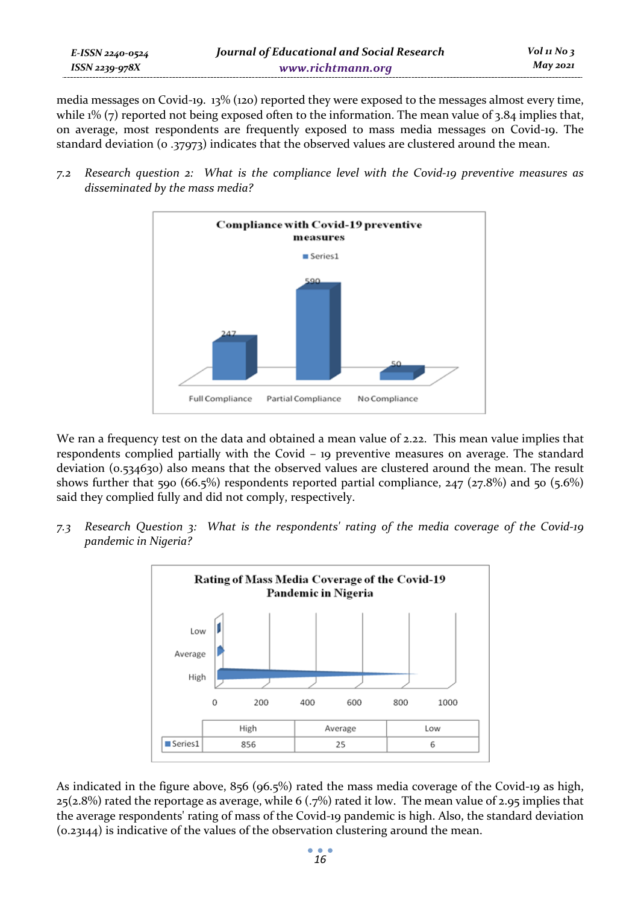media messages on Covid-19. 13% (120) reported they were exposed to the messages almost every time, while 1% (7) reported not being exposed often to the information. The mean value of 3.84 implies that, on average, most respondents are frequently exposed to mass media messages on Covid-19. The standard deviation (0 .37973) indicates that the observed values are clustered around the mean.

*7.2 Research question 2: What is the compliance level with the Covid-19 preventive measures as disseminated by the mass media?*

**Compliance with Covid-19 preventive measures**

| | Full Compliance | Partial Compliance | No Compliance |
|---|---|---|---|
| Series1 | 247 | 590 | 50 |

We ran a frequency test on the data and obtained a mean value of 2.22. This mean value implies that respondents complied partially with the Covid – 19 preventive measures on average. The standard deviation (0.534630) also means that the observed values are clustered around the mean. The result shows further that 590 (66.5%) respondents reported partial compliance, 247 (27.8%) and 50 (5.6%) said they complied fully and did not comply, respectively.

*7.3 Research Question 3: What is the respondents' rating of the media coverage of the Covid-19 pandemic in Nigeria?*

**Rating of Mass Media Coverage of the Covid-19 Pandemic in Nigeria**

| | High | Average | Low |
|---|---|---|---|
| Series1 | 856 | 25 | 6 |

As indicated in the figure above, 856 (96.5%) rated the mass media coverage of the Covid-19 as high, 25(2.8%) rated the reportage as average, while 6 (.7%) rated it low. The mean value of 2.95 implies that the average respondents' rating of mass of the Covid-19 pandemic is high. Also, the standard deviation (0.23144) is indicative of the values of the observation clustering around the mean.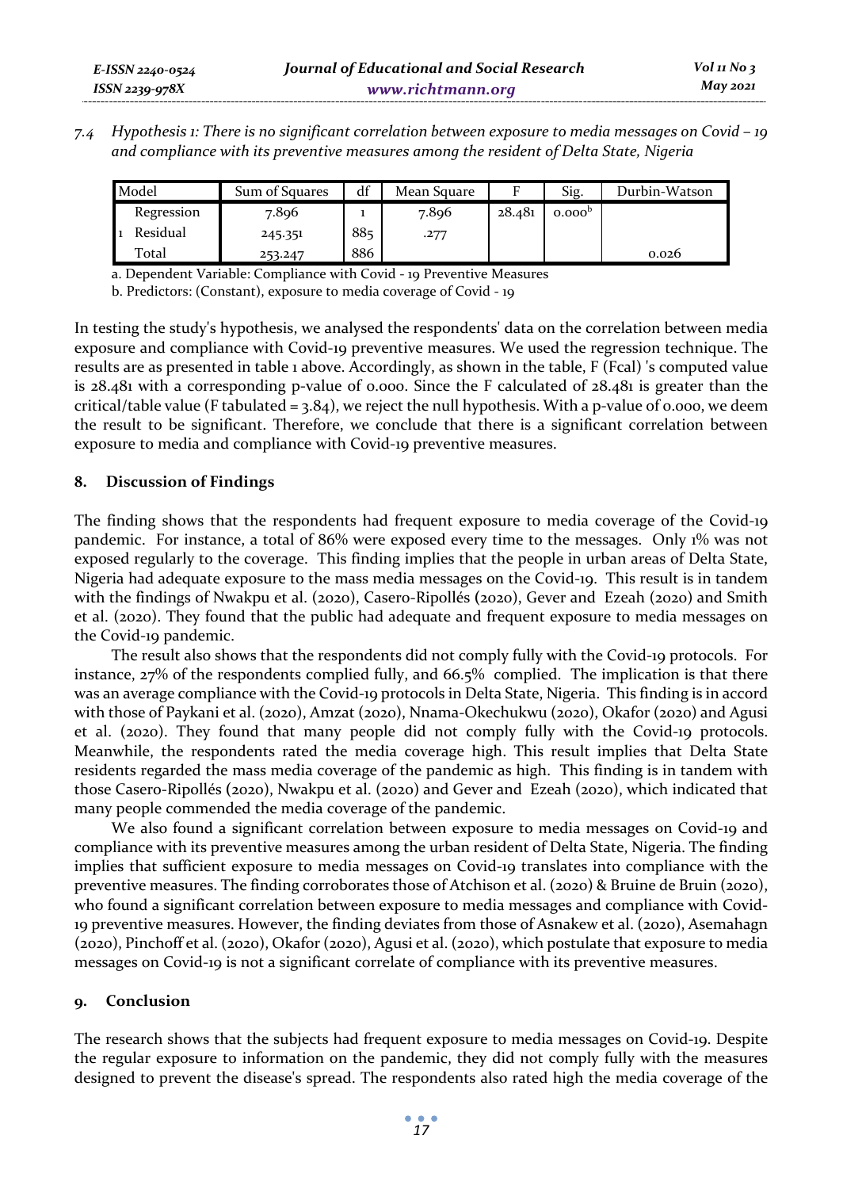*7.4 Hypothesis 1: There is no significant correlation between exposure to media messages on Covid – 19 and compliance with its preventive measures among the resident of Delta State, Nigeria*

| Model | | Sum of Squares | df | Mean Square | F | Sig. | Durbin-Watson |
|---|---|---|---|---|---|---|---|
| 1 | Regression | 7.896 | 1 | 7.896 | 28.481 | 0.000[b] | |
| | Residual | 245.351 | 885 | .277 | | | |
| | Total | 253.247 | 886 | | | | 0.026 |

a. Dependent Variable: Compliance with Covid - 19 Preventive Measures

b. Predictors: (Constant), exposure to media coverage of Covid - 19

In testing the study's hypothesis, we analysed the respondents' data on the correlation between media exposure and compliance with Covid-19 preventive measures. We used the regression technique. The results are as presented in table 1 above. Accordingly, as shown in the table, F (Fcal) 's computed value is 28.481 with a corresponding p-value of 0.000. Since the F calculated of 28.481 is greater than the critical/table value (F tabulated = 3.84), we reject the null hypothesis. With a p-value of 0.000, we deem the result to be significant. Therefore, we conclude that there is a significant correlation between exposure to media and compliance with Covid-19 preventive measures.

## 8. Discussion of Findings

The finding shows that the respondents had frequent exposure to media coverage of the Covid-19 pandemic. For instance, a total of 86% were exposed every time to the messages. Only 1% was not exposed regularly to the coverage. This finding implies that the people in urban areas of Delta State, Nigeria had adequate exposure to the mass media messages on the Covid-19. This result is in tandem with the findings of Nwakpu et al. (2020), Casero-Ripollés (2020), Gever and Ezeah (2020) and Smith et al. (2020). They found that the public had adequate and frequent exposure to media messages on the Covid-19 pandemic.

The result also shows that the respondents did not comply fully with the Covid-19 protocols. For instance, 27% of the respondents complied fully, and 66.5% complied. The implication is that there was an average compliance with the Covid-19 protocols in Delta State, Nigeria. This finding is in accord with those of Paykani et al. (2020), Amzat (2020), Nnama-Okechukwu (2020), Okafor (2020) and Agusi et al. (2020). They found that many people did not comply fully with the Covid-19 protocols. Meanwhile, the respondents rated the media coverage high. This result implies that Delta State residents regarded the mass media coverage of the pandemic as high. This finding is in tandem with those Casero-Ripollés (2020), Nwakpu et al. (2020) and Gever and Ezeah (2020), which indicated that many people commended the media coverage of the pandemic.

We also found a significant correlation between exposure to media messages on Covid-19 and compliance with its preventive measures among the urban resident of Delta State, Nigeria. The finding implies that sufficient exposure to media messages on Covid-19 translates into compliance with the preventive measures. The finding corroborates those of Atchison et al. (2020) & Bruine de Bruin (2020), who found a significant correlation between exposure to media messages and compliance with Covid-19 preventive measures. However, the finding deviates from those of Asnakew et al. (2020), Asemahagn (2020), Pinchoff et al. (2020), Okafor (2020), Agusi et al. (2020), which postulate that exposure to media messages on Covid-19 is not a significant correlate of compliance with its preventive measures.

## 9. Conclusion

The research shows that the subjects had frequent exposure to media messages on Covid-19. Despite the regular exposure to information on the pandemic, they did not comply fully with the measures designed to prevent the disease's spread. The respondents also rated high the media coverage of the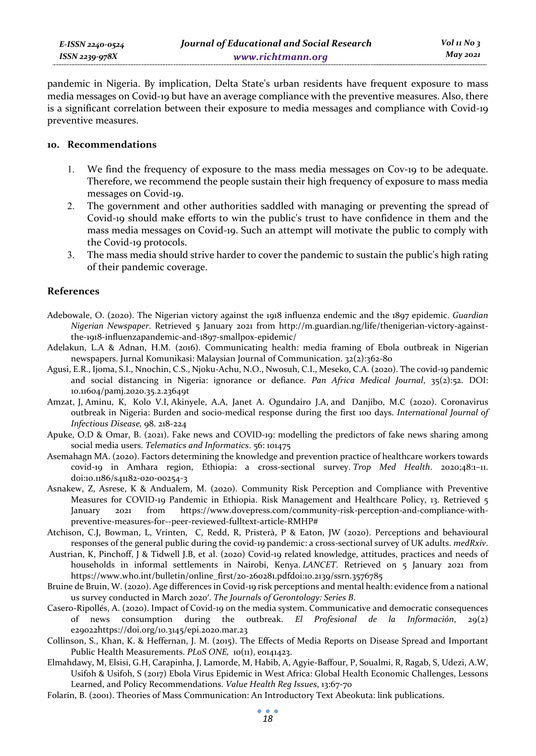pandemic in Nigeria. By implication, Delta State's urban residents have frequent exposure to mass media messages on Covid-19 but have an average compliance with the preventive measures. Also, there is a significant correlation between their exposure to media messages and compliance with Covid-19 preventive measures.

## 10. Recommendations

1. We find the frequency of exposure to the mass media messages on Cov-19 to be adequate. Therefore, we recommend the people sustain their high frequency of exposure to mass media messages on Covid-19.
2. The government and other authorities saddled with managing or preventing the spread of Covid-19 should make efforts to win the public's trust to have confidence in them and the mass media messages on Covid-19. Such an attempt will motivate the public to comply with the Covid-19 protocols.
3. The mass media should strive harder to cover the pandemic to sustain the public's high rating of their pandemic coverage.

## References

Adebowale, O. (2020). The Nigerian victory against the 1918 influenza endemic and the 1897 epidemic. *Guardian Nigerian Newspaper*. Retrieved 5 January 2021 from http://m.guardian.ng/life/thenigerian-victory-against-the-1918-influenzapandemic-and-1897-smallpox-epidemic/

Adelakun, L.A & Adnan, H.M. (2016). Communicating health: media framing of Ebola outbreak in Nigerian newspapers. Jurnal Komunikasi: Malaysian Journal of Communication. 32(2):362-80

Agusi, E.R., Ijoma, S.I., Nnochin, C.S., Njoku-Achu, N.O., Nwosuh, C.I., Meseko, C.A. (2020). The covid-19 pandemic and social distancing in Nigeria: ignorance or defiance. *Pan Africa Medical Journal*, 35(2):52. DOI: 10.11604/pamj.2020.35.2.23649t

Amzat, J, Aminu, K, Kolo V.I, Akinyele, A.A, Janet A. Ogundairo J.A, and Danjibo, M.C (2020). Coronavirus outbreak in Nigeria: Burden and socio-medical response during the first 100 days. *International Journal of Infectious Disease,* 98. 218-224

Apuke, O.D & Omar, B. (2021). Fake news and COVID-19: modelling the predictors of fake news sharing among social media users. *Telematics and Informatics*. 56: 101475

Asemahagn MA. (2020). Factors determining the knowledge and prevention practice of healthcare workers towards covid-19 in Amhara region, Ethiopia: a cross-sectional survey. *Trop Med Health*. 2020;48:1–11. doi:10.1186/s41182-020-00254-3

Asnakew, Z, Asrese, K & Andualem, M. (2020). Community Risk Perception and Compliance with Preventive Measures for COVID-19 Pandemic in Ethiopia. Risk Management and Healthcare Policy, 13. Retrieved 5 January 2021 from https://www.dovepress.com/community-risk-perception-and-compliance-with-preventive-measures-for--peer-reviewed-fulltext-article-RMHP#

Atchison, C.J, Bowman, L, Vrinten, C, Redd, R, Pristerà, P & Eaton, JW (2020). Perceptions and behavioural responses of the general public during the covid-19 pandemic: a cross-sectional survey of UK adults. *medRxiv*.

Austrian, K, Pinchoff, J & Tidwell J.B, et al. (2020) Covid-19 related knowledge, attitudes, practices and needs of households in informal settlements in Nairobi, Kenya. *LANCET*. Retrieved on 5 January 2021 from https://www.who.int/bulletin/online_first/20-260281.pdfdoi:10.2139/ssrn.3576785

Bruine de Bruin, W. (2020). Age differences in Covid-19 risk perceptions and mental health: evidence from a national us survey conducted in March 2020′. *The Journals of Gerontology: Series B*.

Casero-Ripollés, A. (2020). Impact of Covid-19 on the media system. Communicative and democratic consequences of news consumption during the outbreak. *El Profesional de la Información*, 29(2) e290223https://doi.org/10.3145/epi.2020.mar.23

Collinson, S., Khan, K. & Heffernan, J. M. (2015). The Effects of Media Reports on Disease Spread and Important Public Health Measurements. *PLoS ONE,* 10(11), e0141423.

Elmahdawy, M, Elsisi, G.H, Carapinha, J, Lamorde, M, Habib, A, Agyie-Baffour, P, Soualmi, R, Ragab, S, Udezi, A.W, Usifoh & Usifoh, S (2017) Ebola Virus Epidemic in West Africa: Global Health Economic Challenges, Lessons Learned, and Policy Recommendations. *Value Health Reg Issues*, 13:67-70

Folarin, B. (2001). Theories of Mass Communication: An Introductory Text Abeokuta: link publications.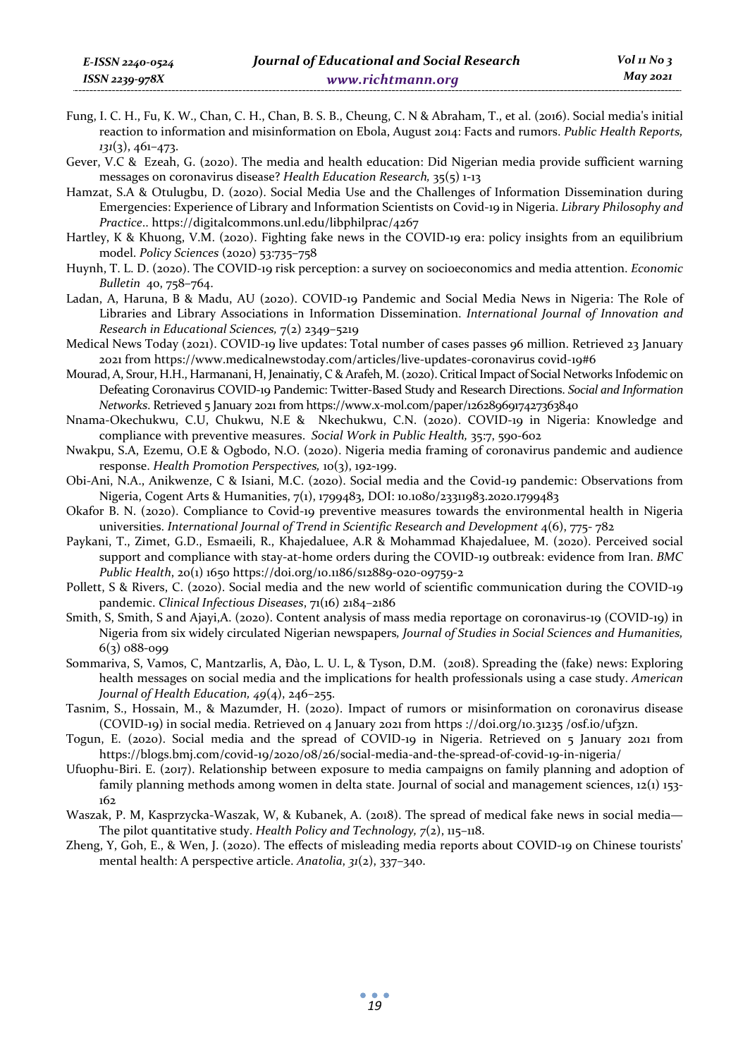Fung, I. C. H., Fu, K. W., Chan, C. H., Chan, B. S. B., Cheung, C. N & Abraham, T., et al. (2016). Social media's initial reaction to information and misinformation on Ebola, August 2014: Facts and rumors. *Public Health Reports, 131*(3), 461–473.

Gever, V.C & Ezeah, G. (2020). The media and health education: Did Nigerian media provide sufficient warning messages on coronavirus disease? *Health Education Research,* 35(5) 1-13

Hamzat, S.A & Otulugbu, D. (2020). Social Media Use and the Challenges of Information Dissemination during Emergencies: Experience of Library and Information Scientists on Covid-19 in Nigeria. *Library Philosophy and Practice*.. https://digitalcommons.unl.edu/libphilprac/4267

Hartley, K & Khuong, V.M. (2020). Fighting fake news in the COVID-19 era: policy insights from an equilibrium model. *Policy Sciences* (2020) 53:735–758

Huynh, T. L. D. (2020). The COVID-19 risk perception: a survey on socioeconomics and media attention. *Economic Bulletin* 40, 758–764.

Ladan, A, Haruna, B & Madu, AU (2020). COVID-19 Pandemic and Social Media News in Nigeria: The Role of Libraries and Library Associations in Information Dissemination. *International Journal of Innovation and Research in Educational Sciences,* 7(2) 2349–5219

Medical News Today (2021). COVID-19 live updates: Total number of cases passes 96 million. Retrieved 23 January 2021 from https://www.medicalnewstoday.com/articles/live-updates-coronavirus covid-19#6

Mourad, A, Srour, H.H., Harmanani, H, Jenainatiy, C & Arafeh, M. (2020). Critical Impact of Social Networks Infodemic on Defeating Coronavirus COVID-19 Pandemic: Twitter-Based Study and Research Directions. *Social and Information Networks*. Retrieved 5 January 2021 from https://www.x-mol.com/paper/1262896917427363840

Nnama-Okechukwu, C.U, Chukwu, N.E & Nkechukwu, C.N. (2020). COVID-19 in Nigeria: Knowledge and compliance with preventive measures. *Social Work in Public Health,* 35:7, 590-602

Nwakpu, S.A, Ezemu, O.E & Ogbodo, N.O. (2020). Nigeria media framing of coronavirus pandemic and audience response. *Health Promotion Perspectives,* 10(3), 192-199.

Obi-Ani, N.A., Anikwenze, C & Isiani, M.C. (2020). Social media and the Covid-19 pandemic: Observations from Nigeria, Cogent Arts & Humanities, 7(1), 1799483, DOI: 10.1080/23311983.2020.1799483

Okafor B. N. (2020). Compliance to Covid-19 preventive measures towards the environmental health in Nigeria universities. *International Journal of Trend in Scientific Research and Development* 4(6), 775- 782

Paykani, T., Zimet, G.D., Esmaeili, R., Khajedaluee, A.R & Mohammad Khajedaluee, M. (2020). Perceived social support and compliance with stay-at-home orders during the COVID-19 outbreak: evidence from Iran. *BMC Public Health*, 20(1) 1650 https://doi.org/10.1186/s12889-020-09759-2

Pollett, S & Rivers, C. (2020). Social media and the new world of scientific communication during the COVID-19 pandemic. *Clinical Infectious Diseases*, 71(16) 2184–2186

Smith, S, Smith, S and Ajayi,A. (2020). Content analysis of mass media reportage on coronavirus-19 (COVID-19) in Nigeria from six widely circulated Nigerian newspapers*, Journal of Studies in Social Sciences and Humanities,* 6(3) 088-099

Sommariva, S, Vamos, C, Mantzarlis, A, Đào, L. U. L, & Tyson, D.M. (2018). Spreading the (fake) news: Exploring health messages on social media and the implications for health professionals using a case study. *American Journal of Health Education, 49*(4), 246–255.

Tasnim, S., Hossain, M., & Mazumder, H. (2020). Impact of rumors or misinformation on coronavirus disease (COVID-19) in social media. Retrieved on 4 January 2021 from https ://doi.org/10.31235 /osf.io/uf3zn.

Togun, E. (2020). Social media and the spread of COVID-19 in Nigeria. Retrieved on 5 January 2021 from https://blogs.bmj.com/covid-19/2020/08/26/social-media-and-the-spread-of-covid-19-in-nigeria/

Ufuophu-Biri. E. (2017). Relationship between exposure to media campaigns on family planning and adoption of family planning methods among women in delta state. Journal of social and management sciences, 12(1) 153-162

Waszak, P. M, Kasprzycka-Waszak, W, & Kubanek, A. (2018). The spread of medical fake news in social media—The pilot quantitative study. *Health Policy and Technology, 7*(2), 115–118.

Zheng, Y, Goh, E., & Wen, J. (2020). The effects of misleading media reports about COVID-19 on Chinese tourists' mental health: A perspective article. *Anatolia*, *31*(2), 337–340.